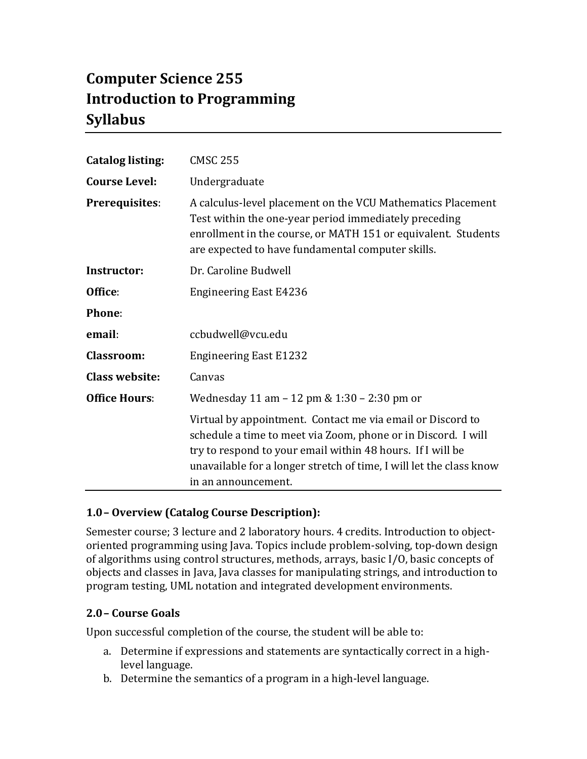# Computer Science 255
# Introduction to Programming
# Syllabus

| | |
|---|---|
| **Catalog listing:** | CMSC 255 |
| **Course Level:** | Undergraduate |
| **Prerequisites**: | A calculus-level placement on the VCU Mathematics Placement Test within the one-year period immediately preceding enrollment in the course, or MATH 151 or equivalent. Students are expected to have fundamental computer skills. |
| **Instructor:** | Dr. Caroline Budwell |
| **Office**: | Engineering East E4236 |
| **Phone**: | |
| **email**: | ccbudwell@vcu.edu |
| **Classroom:** | Engineering East E1232 |
| **Class website:** | Canvas |
| **Office Hours**: | Wednesday 11 am – 12 pm & 1:30 – 2:30 pm or |
| | Virtual by appointment. Contact me via email or Discord to schedule a time to meet via Zoom, phone or in Discord. I will try to respond to your email within 48 hours. If I will be unavailable for a longer stretch of time, I will let the class know in an announcement. |

### 1.0 – Overview (Catalog Course Description):

Semester course; 3 lecture and 2 laboratory hours. 4 credits. Introduction to object-oriented programming using Java. Topics include problem-solving, top-down design of algorithms using control structures, methods, arrays, basic I/O, basic concepts of objects and classes in Java, Java classes for manipulating strings, and introduction to program testing, UML notation and integrated development environments.

### 2.0 – Course Goals

Upon successful completion of the course, the student will be able to:

a. Determine if expressions and statements are syntactically correct in a high-level language.
b. Determine the semantics of a program in a high-level language.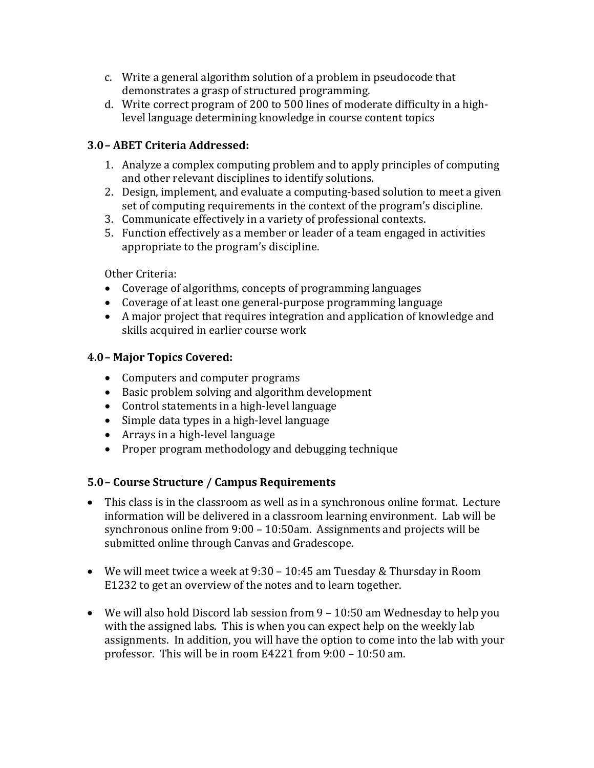c. Write a general algorithm solution of a problem in pseudocode that demonstrates a grasp of structured programming.
d. Write correct program of 200 to 500 lines of moderate difficulty in a high-level language determining knowledge in course content topics

### 3.0 – ABET Criteria Addressed:

1. Analyze a complex computing problem and to apply principles of computing and other relevant disciplines to identify solutions.
2. Design, implement, and evaluate a computing-based solution to meet a given set of computing requirements in the context of the program's discipline.
3. Communicate effectively in a variety of professional contexts.
5. Function effectively as a member or leader of a team engaged in activities appropriate to the program's discipline.

Other Criteria:

- Coverage of algorithms, concepts of programming languages
- Coverage of at least one general-purpose programming language
- A major project that requires integration and application of knowledge and skills acquired in earlier course work

### 4.0 – Major Topics Covered:

- Computers and computer programs
- Basic problem solving and algorithm development
- Control statements in a high-level language
- Simple data types in a high-level language
- Arrays in a high-level language
- Proper program methodology and debugging technique

### 5.0 – Course Structure / Campus Requirements

- This class is in the classroom as well as in a synchronous online format. Lecture information will be delivered in a classroom learning environment. Lab will be synchronous online from 9:00 – 10:50am. Assignments and projects will be submitted online through Canvas and Gradescope.

- We will meet twice a week at 9:30 – 10:45 am Tuesday & Thursday in Room E1232 to get an overview of the notes and to learn together.

- We will also hold Discord lab session from 9 – 10:50 am Wednesday to help you with the assigned labs. This is when you can expect help on the weekly lab assignments. In addition, you will have the option to come into the lab with your professor. This will be in room E4221 from 9:00 – 10:50 am.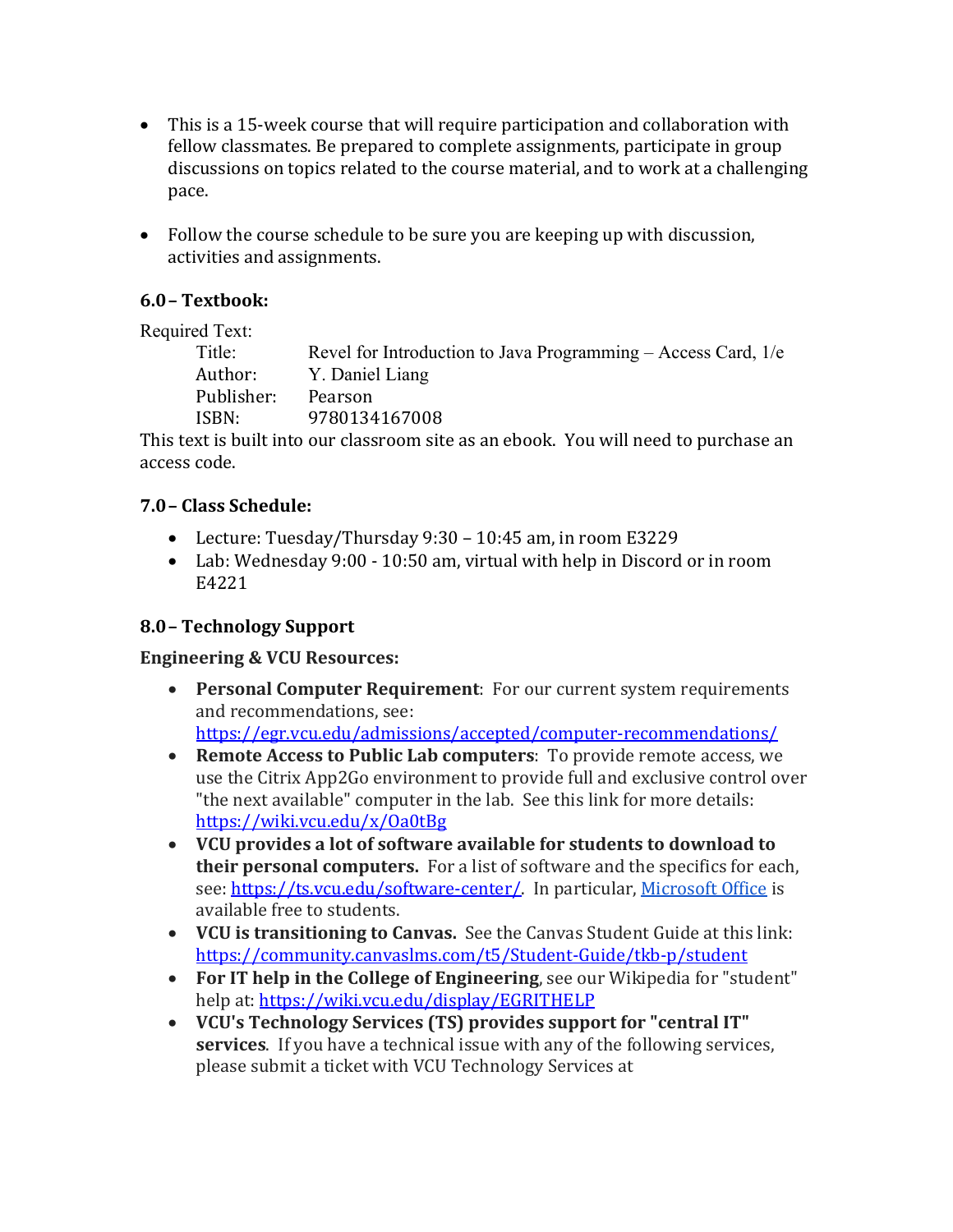- This is a 15-week course that will require participation and collaboration with fellow classmates. Be prepared to complete assignments, participate in group discussions on topics related to the course material, and to work at a challenging pace.

- Follow the course schedule to be sure you are keeping up with discussion, activities and assignments.

### 6.0 – Textbook:

Required Text:

| | |
|---|---|
| Title: | Revel for Introduction to Java Programming – Access Card, 1/e |
| Author: | Y. Daniel Liang |
| Publisher: | Pearson |
| ISBN: | 9780134167008 |

This text is built into our classroom site as an ebook. You will need to purchase an access code.

### 7.0 – Class Schedule:

- Lecture: Tuesday/Thursday 9:30 – 10:45 am, in room E3229
- Lab: Wednesday 9:00 - 10:50 am, virtual with help in Discord or in room E4221

### 8.0 – Technology Support

**Engineering & VCU Resources:**

- **Personal Computer Requirement**: For our current system requirements and recommendations, see: https://egr.vcu.edu/admissions/accepted/computer-recommendations/
- **Remote Access to Public Lab computers**: To provide remote access, we use the Citrix App2Go environment to provide full and exclusive control over "the next available" computer in the lab. See this link for more details: https://wiki.vcu.edu/x/Oa0tBg
- **VCU provides a lot of software available for students to download to their personal computers.** For a list of software and the specifics for each, see: https://ts.vcu.edu/software-center/. In particular, Microsoft Office is available free to students.
- **VCU is transitioning to Canvas.** See the Canvas Student Guide at this link: https://community.canvaslms.com/t5/Student-Guide/tkb-p/student
- **For IT help in the College of Engineering**, see our Wikipedia for "student" help at: https://wiki.vcu.edu/display/EGRITHELP
- **VCU's Technology Services (TS) provides support for "central IT" services**. If you have a technical issue with any of the following services, please submit a ticket with VCU Technology Services at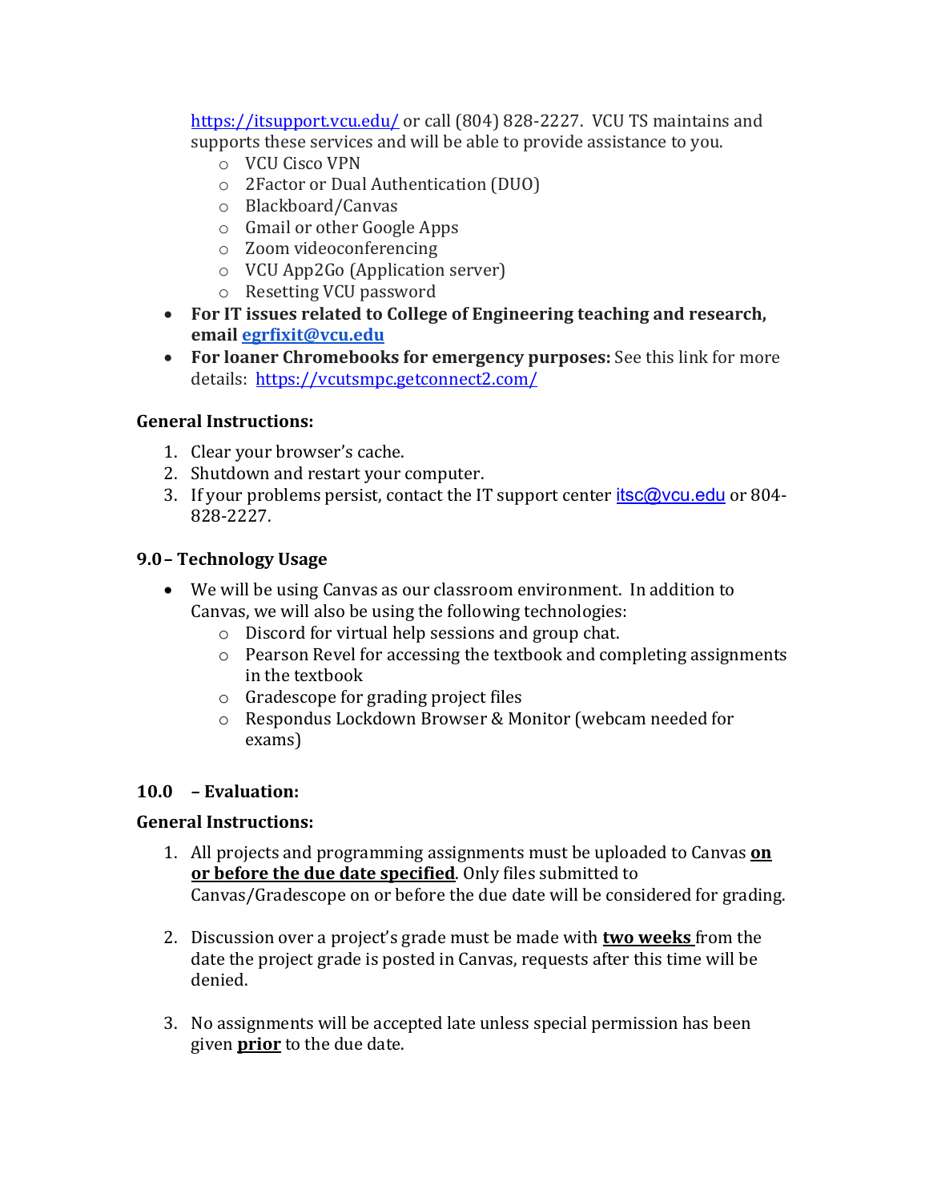https://itsupport.vcu.edu/ or call (804) 828-2227. VCU TS maintains and supports these services and will be able to provide assistance to you.
    - VCU Cisco VPN
    - 2Factor or Dual Authentication (DUO)
    - Blackboard/Canvas
    - Gmail or other Google Apps
    - Zoom videoconferencing
    - VCU App2Go (Application server)
    - Resetting VCU password
- **For IT issues related to College of Engineering teaching and research, email egrfixit@vcu.edu**
- **For loaner Chromebooks for emergency purposes:** See this link for more details: https://vcutsmpc.getconnect2.com/

**General Instructions:**

1. Clear your browser's cache.
2. Shutdown and restart your computer.
3. If your problems persist, contact the IT support center itsc@vcu.edu or 804-828-2227.

### 9.0 – Technology Usage

- We will be using Canvas as our classroom environment. In addition to Canvas, we will also be using the following technologies:
    - Discord for virtual help sessions and group chat.
    - Pearson Revel for accessing the textbook and completing assignments in the textbook
    - Gradescope for grading project files
    - Respondus Lockdown Browser & Monitor (webcam needed for exams)

### 10.0 – Evaluation:

**General Instructions:**

1. All projects and programming assignments must be uploaded to Canvas **on or before the due date specified**. Only files submitted to Canvas/Gradescope on or before the due date will be considered for grading.

2. Discussion over a project's grade must be made with **two weeks** from the date the project grade is posted in Canvas, requests after this time will be denied.

3. No assignments will be accepted late unless special permission has been given **prior** to the due date.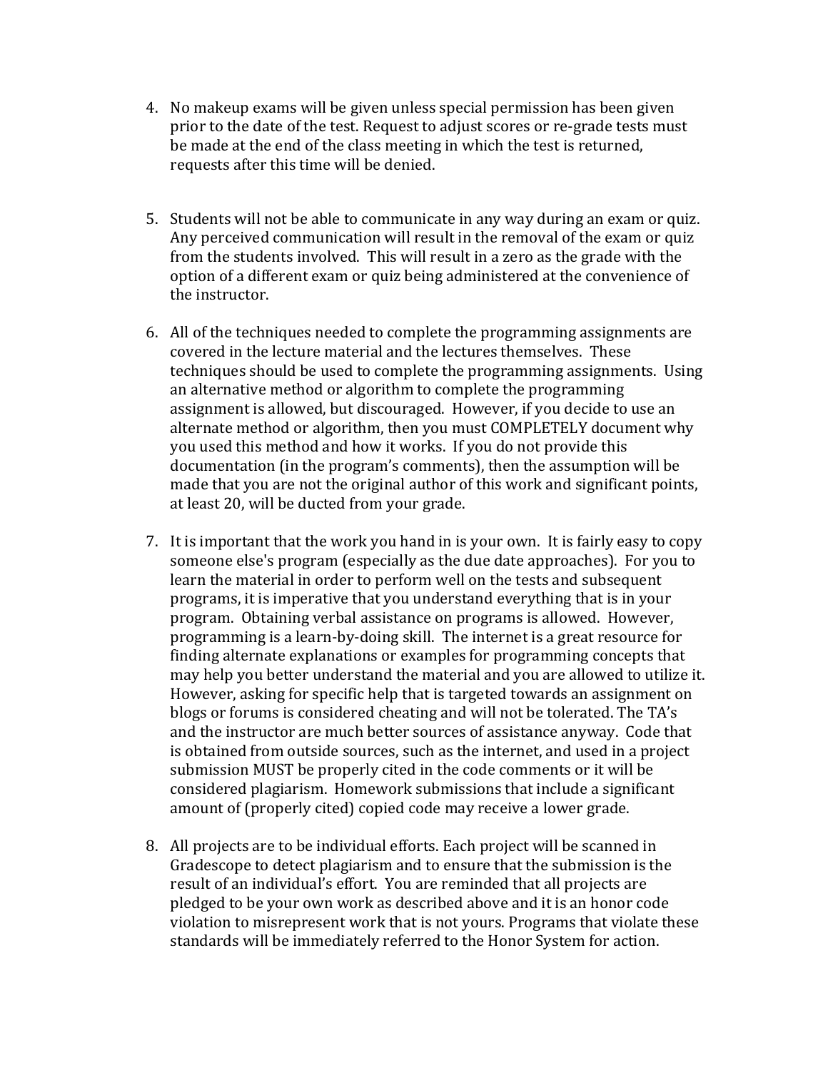4. No makeup exams will be given unless special permission has been given prior to the date of the test. Request to adjust scores or re-grade tests must be made at the end of the class meeting in which the test is returned, requests after this time will be denied.

5. Students will not be able to communicate in any way during an exam or quiz. Any perceived communication will result in the removal of the exam or quiz from the students involved. This will result in a zero as the grade with the option of a different exam or quiz being administered at the convenience of the instructor.

6. All of the techniques needed to complete the programming assignments are covered in the lecture material and the lectures themselves. These techniques should be used to complete the programming assignments. Using an alternative method or algorithm to complete the programming assignment is allowed, but discouraged. However, if you decide to use an alternate method or algorithm, then you must COMPLETELY document why you used this method and how it works. If you do not provide this documentation (in the program's comments), then the assumption will be made that you are not the original author of this work and significant points, at least 20, will be ducted from your grade.

7. It is important that the work you hand in is your own. It is fairly easy to copy someone else's program (especially as the due date approaches). For you to learn the material in order to perform well on the tests and subsequent programs, it is imperative that you understand everything that is in your program. Obtaining verbal assistance on programs is allowed. However, programming is a learn-by-doing skill. The internet is a great resource for finding alternate explanations or examples for programming concepts that may help you better understand the material and you are allowed to utilize it. However, asking for specific help that is targeted towards an assignment on blogs or forums is considered cheating and will not be tolerated. The TA's and the instructor are much better sources of assistance anyway. Code that is obtained from outside sources, such as the internet, and used in a project submission MUST be properly cited in the code comments or it will be considered plagiarism. Homework submissions that include a significant amount of (properly cited) copied code may receive a lower grade.

8. All projects are to be individual efforts. Each project will be scanned in Gradescope to detect plagiarism and to ensure that the submission is the result of an individual's effort. You are reminded that all projects are pledged to be your own work as described above and it is an honor code violation to misrepresent work that is not yours. Programs that violate these standards will be immediately referred to the Honor System for action.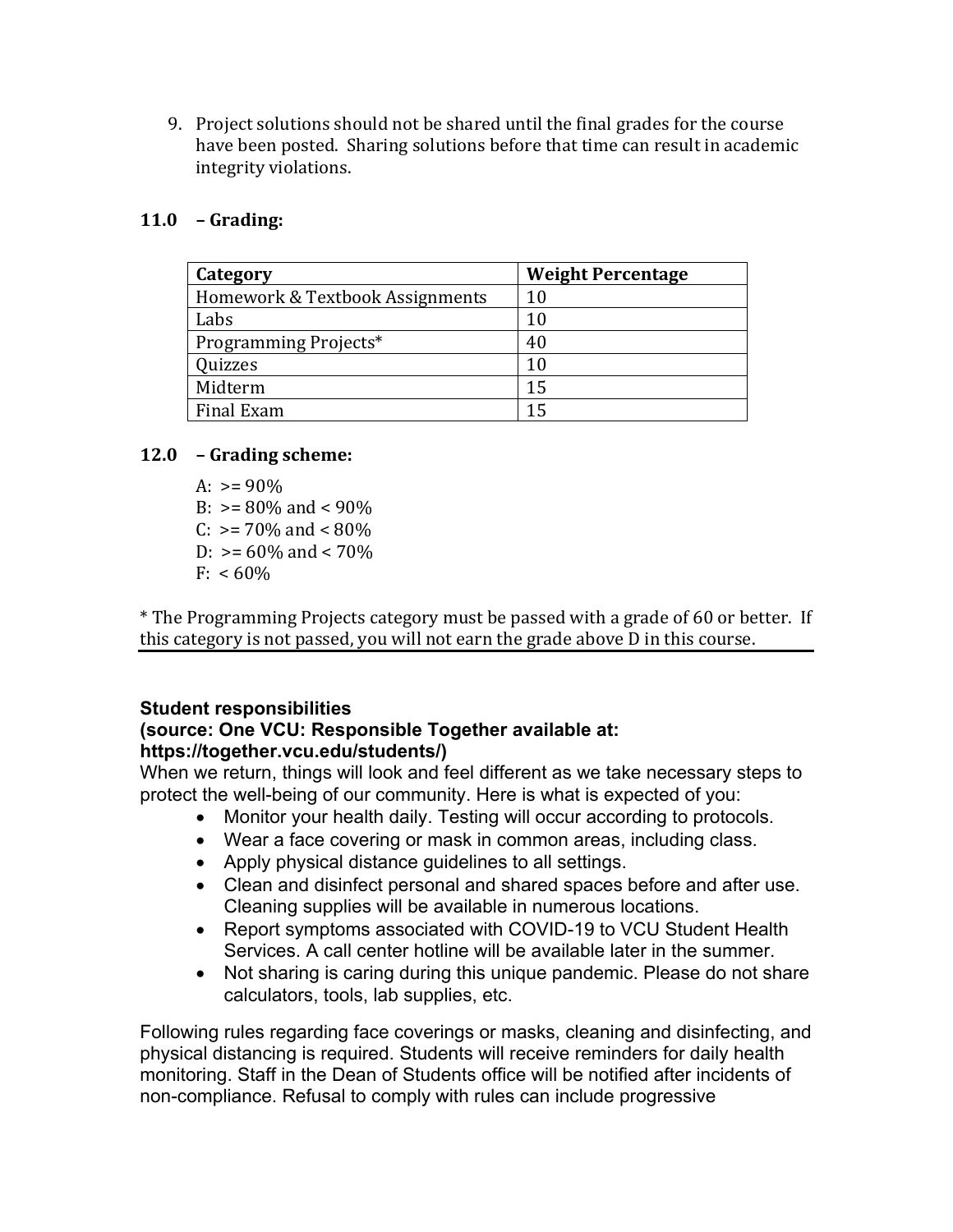9. Project solutions should not be shared until the final grades for the course have been posted. Sharing solutions before that time can result in academic integrity violations.

### 11.0 – Grading:

| Category | Weight Percentage |
|---|---|
| Homework & Textbook Assignments | 10 |
| Labs | 10 |
| Programming Projects* | 40 |
| Quizzes | 10 |
| Midterm | 15 |
| Final Exam | 15 |

### 12.0 – Grading scheme:

A: >= 90%
B: >= 80% and < 90%
C: >= 70% and < 80%
D: >= 60% and < 70%
F: < 60%

* The Programming Projects category must be passed with a grade of 60 or better. If this category is not passed, you will not earn the grade above D in this course.

**Student responsibilities**
**(source: One VCU: Responsible Together available at: https://together.vcu.edu/students/)**

When we return, things will look and feel different as we take necessary steps to protect the well-being of our community. Here is what is expected of you:

- Monitor your health daily. Testing will occur according to protocols.
- Wear a face covering or mask in common areas, including class.
- Apply physical distance guidelines to all settings.
- Clean and disinfect personal and shared spaces before and after use. Cleaning supplies will be available in numerous locations.
- Report symptoms associated with COVID-19 to VCU Student Health Services. A call center hotline will be available later in the summer.
- Not sharing is caring during this unique pandemic. Please do not share calculators, tools, lab supplies, etc.

Following rules regarding face coverings or masks, cleaning and disinfecting, and physical distancing is required. Students will receive reminders for daily health monitoring. Staff in the Dean of Students office will be notified after incidents of non-compliance. Refusal to comply with rules can include progressive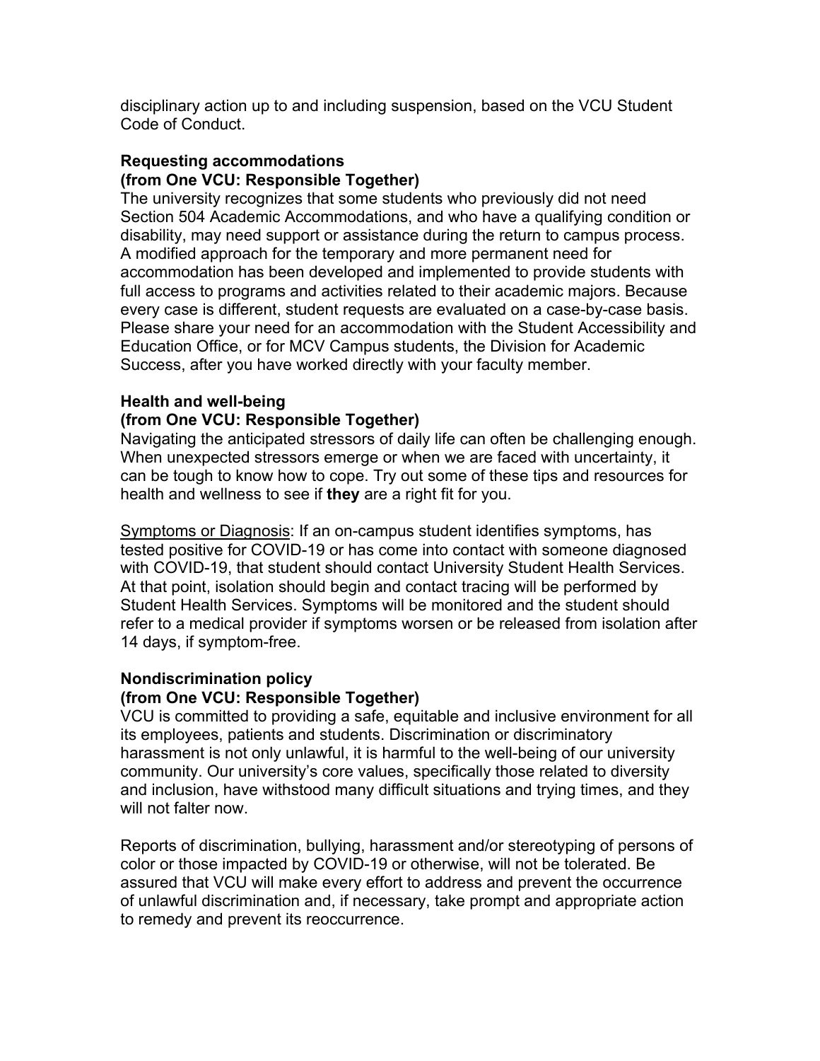disciplinary action up to and including suspension, based on the VCU Student Code of Conduct.

**Requesting accommodations**
**(from One VCU: Responsible Together)**

The university recognizes that some students who previously did not need Section 504 Academic Accommodations, and who have a qualifying condition or disability, may need support or assistance during the return to campus process. A modified approach for the temporary and more permanent need for accommodation has been developed and implemented to provide students with full access to programs and activities related to their academic majors. Because every case is different, student requests are evaluated on a case-by-case basis. Please share your need for an accommodation with the Student Accessibility and Education Office, or for MCV Campus students, the Division for Academic Success, after you have worked directly with your faculty member.

**Health and well-being**
**(from One VCU: Responsible Together)**

Navigating the anticipated stressors of daily life can often be challenging enough. When unexpected stressors emerge or when we are faced with uncertainty, it can be tough to know how to cope. Try out some of these tips and resources for health and wellness to see if **they** are a right fit for you.

<u>Symptoms or Diagnosis</u>: If an on-campus student identifies symptoms, has tested positive for COVID-19 or has come into contact with someone diagnosed with COVID-19, that student should contact University Student Health Services. At that point, isolation should begin and contact tracing will be performed by Student Health Services. Symptoms will be monitored and the student should refer to a medical provider if symptoms worsen or be released from isolation after 14 days, if symptom-free.

**Nondiscrimination policy**
**(from One VCU: Responsible Together)**

VCU is committed to providing a safe, equitable and inclusive environment for all its employees, patients and students. Discrimination or discriminatory harassment is not only unlawful, it is harmful to the well-being of our university community. Our university's core values, specifically those related to diversity and inclusion, have withstood many difficult situations and trying times, and they will not falter now.

Reports of discrimination, bullying, harassment and/or stereotyping of persons of color or those impacted by COVID-19 or otherwise, will not be tolerated. Be assured that VCU will make every effort to address and prevent the occurrence of unlawful discrimination and, if necessary, take prompt and appropriate action to remedy and prevent its reoccurrence.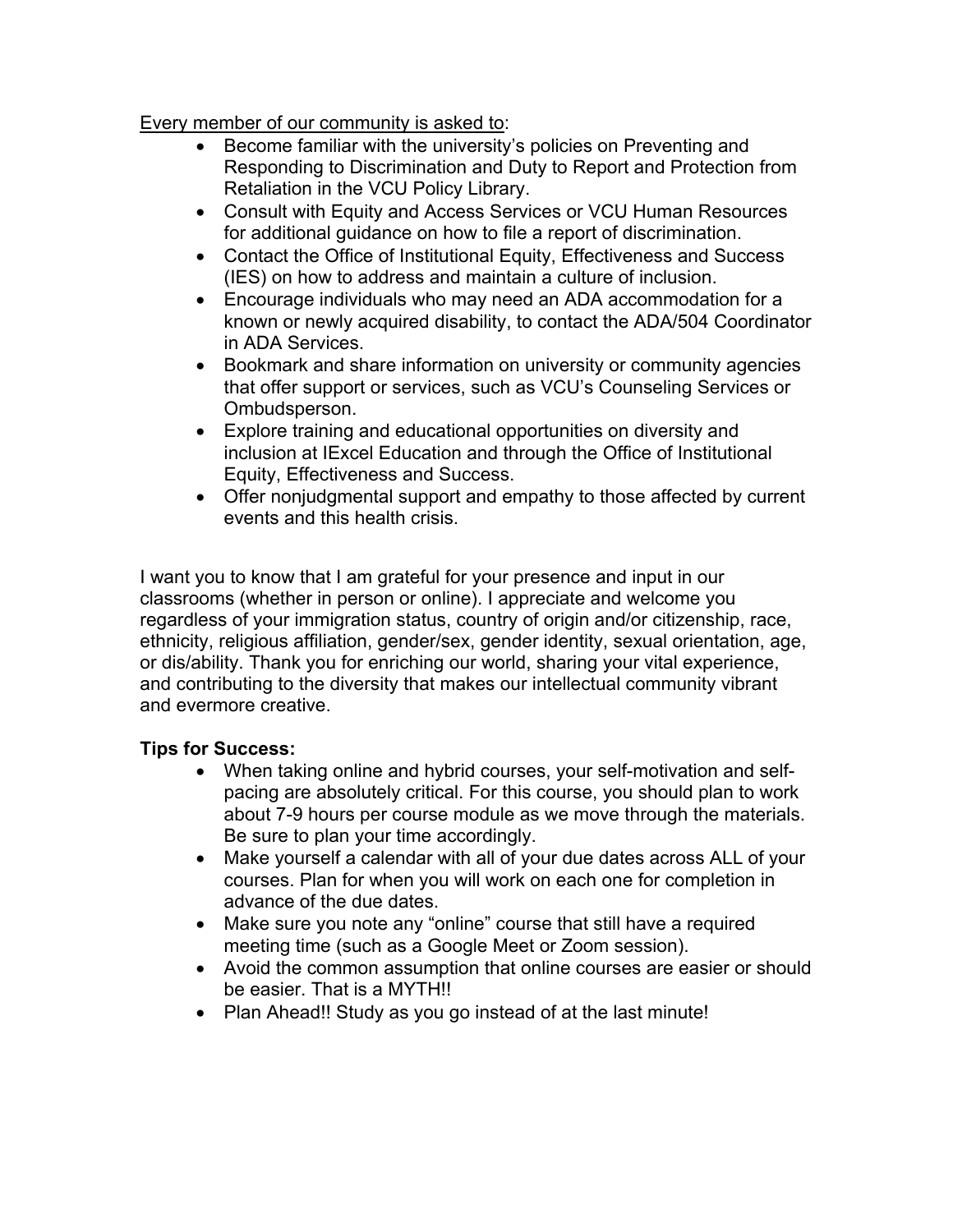Every member of our community is asked to:

- Become familiar with the university's policies on Preventing and Responding to Discrimination and Duty to Report and Protection from Retaliation in the VCU Policy Library.
- Consult with Equity and Access Services or VCU Human Resources for additional guidance on how to file a report of discrimination.
- Contact the Office of Institutional Equity, Effectiveness and Success (IES) on how to address and maintain a culture of inclusion.
- Encourage individuals who may need an ADA accommodation for a known or newly acquired disability, to contact the ADA/504 Coordinator in ADA Services.
- Bookmark and share information on university or community agencies that offer support or services, such as VCU's Counseling Services or Ombudsperson.
- Explore training and educational opportunities on diversity and inclusion at IExcel Education and through the Office of Institutional Equity, Effectiveness and Success.
- Offer nonjudgmental support and empathy to those affected by current events and this health crisis.

I want you to know that I am grateful for your presence and input in our classrooms (whether in person or online). I appreciate and welcome you regardless of your immigration status, country of origin and/or citizenship, race, ethnicity, religious affiliation, gender/sex, gender identity, sexual orientation, age, or dis/ability. Thank you for enriching our world, sharing your vital experience, and contributing to the diversity that makes our intellectual community vibrant and evermore creative.

**Tips for Success:**

- When taking online and hybrid courses, your self-motivation and self-pacing are absolutely critical. For this course, you should plan to work about 7-9 hours per course module as we move through the materials. Be sure to plan your time accordingly.
- Make yourself a calendar with all of your due dates across ALL of your courses. Plan for when you will work on each one for completion in advance of the due dates.
- Make sure you note any "online" course that still have a required meeting time (such as a Google Meet or Zoom session).
- Avoid the common assumption that online courses are easier or should be easier. That is a MYTH!!
- Plan Ahead!! Study as you go instead of at the last minute!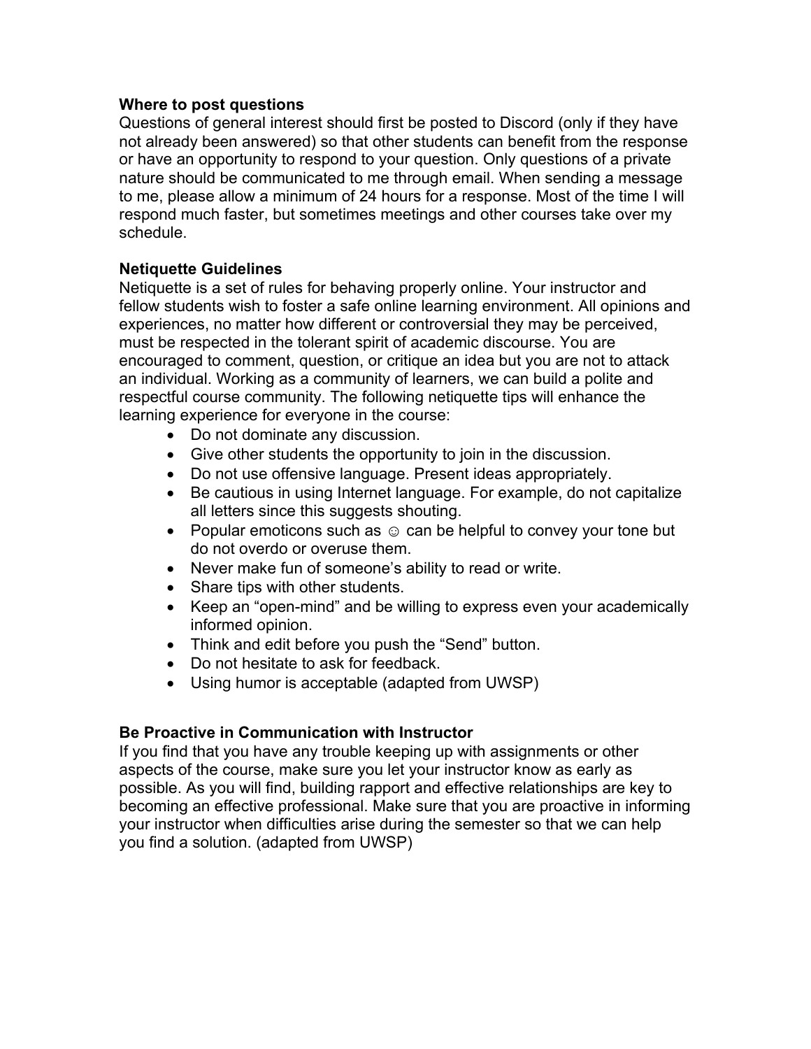**Where to post questions**

Questions of general interest should first be posted to Discord (only if they have not already been answered) so that other students can benefit from the response or have an opportunity to respond to your question. Only questions of a private nature should be communicated to me through email. When sending a message to me, please allow a minimum of 24 hours for a response. Most of the time I will respond much faster, but sometimes meetings and other courses take over my schedule.

**Netiquette Guidelines**

Netiquette is a set of rules for behaving properly online. Your instructor and fellow students wish to foster a safe online learning environment. All opinions and experiences, no matter how different or controversial they may be perceived, must be respected in the tolerant spirit of academic discourse. You are encouraged to comment, question, or critique an idea but you are not to attack an individual. Working as a community of learners, we can build a polite and respectful course community. The following netiquette tips will enhance the learning experience for everyone in the course:

- Do not dominate any discussion.
- Give other students the opportunity to join in the discussion.
- Do not use offensive language. Present ideas appropriately.
- Be cautious in using Internet language. For example, do not capitalize all letters since this suggests shouting.
- Popular emoticons such as ☺ can be helpful to convey your tone but do not overdo or overuse them.
- Never make fun of someone's ability to read or write.
- Share tips with other students.
- Keep an "open-mind" and be willing to express even your academically informed opinion.
- Think and edit before you push the "Send" button.
- Do not hesitate to ask for feedback.
- Using humor is acceptable (adapted from UWSP)

**Be Proactive in Communication with Instructor**

If you find that you have any trouble keeping up with assignments or other aspects of the course, make sure you let your instructor know as early as possible. As you will find, building rapport and effective relationships are key to becoming an effective professional. Make sure that you are proactive in informing your instructor when difficulties arise during the semester so that we can help you find a solution. (adapted from UWSP)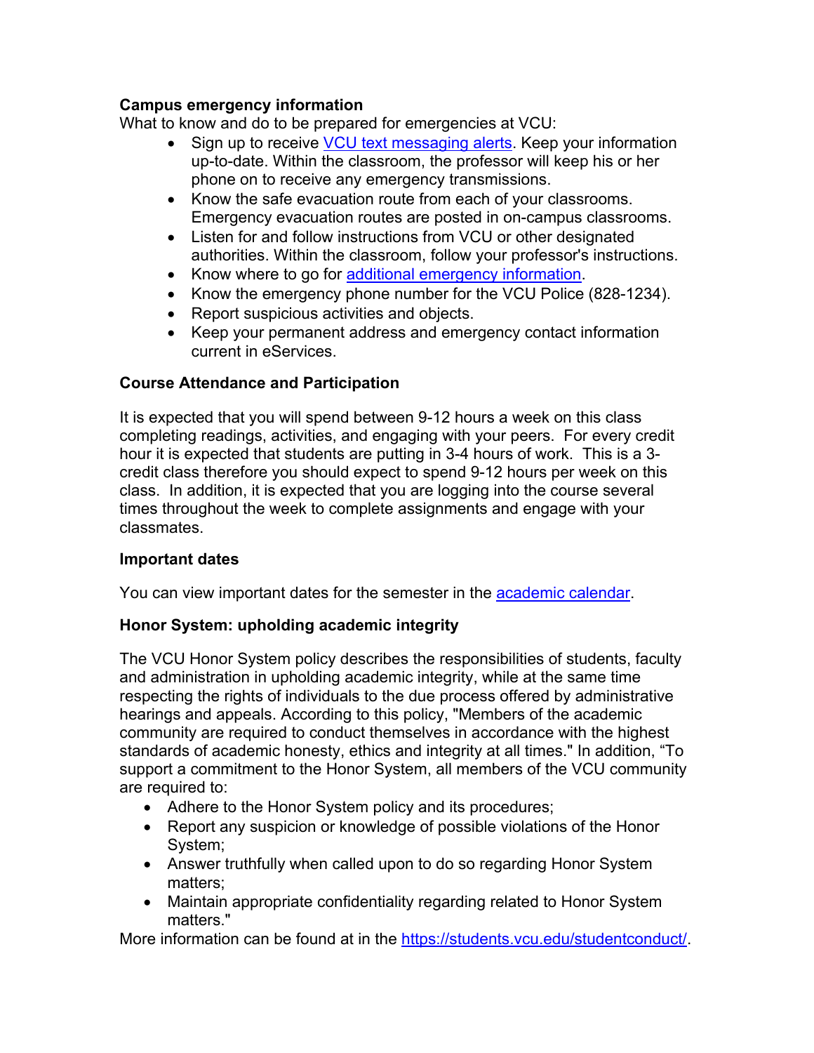**Campus emergency information**

What to know and do to be prepared for emergencies at VCU:

- Sign up to receive VCU text messaging alerts. Keep your information up-to-date. Within the classroom, the professor will keep his or her phone on to receive any emergency transmissions.
- Know the safe evacuation route from each of your classrooms. Emergency evacuation routes are posted in on-campus classrooms.
- Listen for and follow instructions from VCU or other designated authorities. Within the classroom, follow your professor's instructions.
- Know where to go for additional emergency information.
- Know the emergency phone number for the VCU Police (828-1234).
- Report suspicious activities and objects.
- Keep your permanent address and emergency contact information current in eServices.

**Course Attendance and Participation**

It is expected that you will spend between 9-12 hours a week on this class completing readings, activities, and engaging with your peers. For every credit hour it is expected that students are putting in 3-4 hours of work. This is a 3-credit class therefore you should expect to spend 9-12 hours per week on this class. In addition, it is expected that you are logging into the course several times throughout the week to complete assignments and engage with your classmates.

**Important dates**

You can view important dates for the semester in the academic calendar.

**Honor System: upholding academic integrity**

The VCU Honor System policy describes the responsibilities of students, faculty and administration in upholding academic integrity, while at the same time respecting the rights of individuals to the due process offered by administrative hearings and appeals. According to this policy, "Members of the academic community are required to conduct themselves in accordance with the highest standards of academic honesty, ethics and integrity at all times." In addition, "To support a commitment to the Honor System, all members of the VCU community are required to:

- Adhere to the Honor System policy and its procedures;
- Report any suspicion or knowledge of possible violations of the Honor System;
- Answer truthfully when called upon to do so regarding Honor System matters;
- Maintain appropriate confidentiality regarding related to Honor System matters."

More information can be found at in the https://students.vcu.edu/studentconduct/.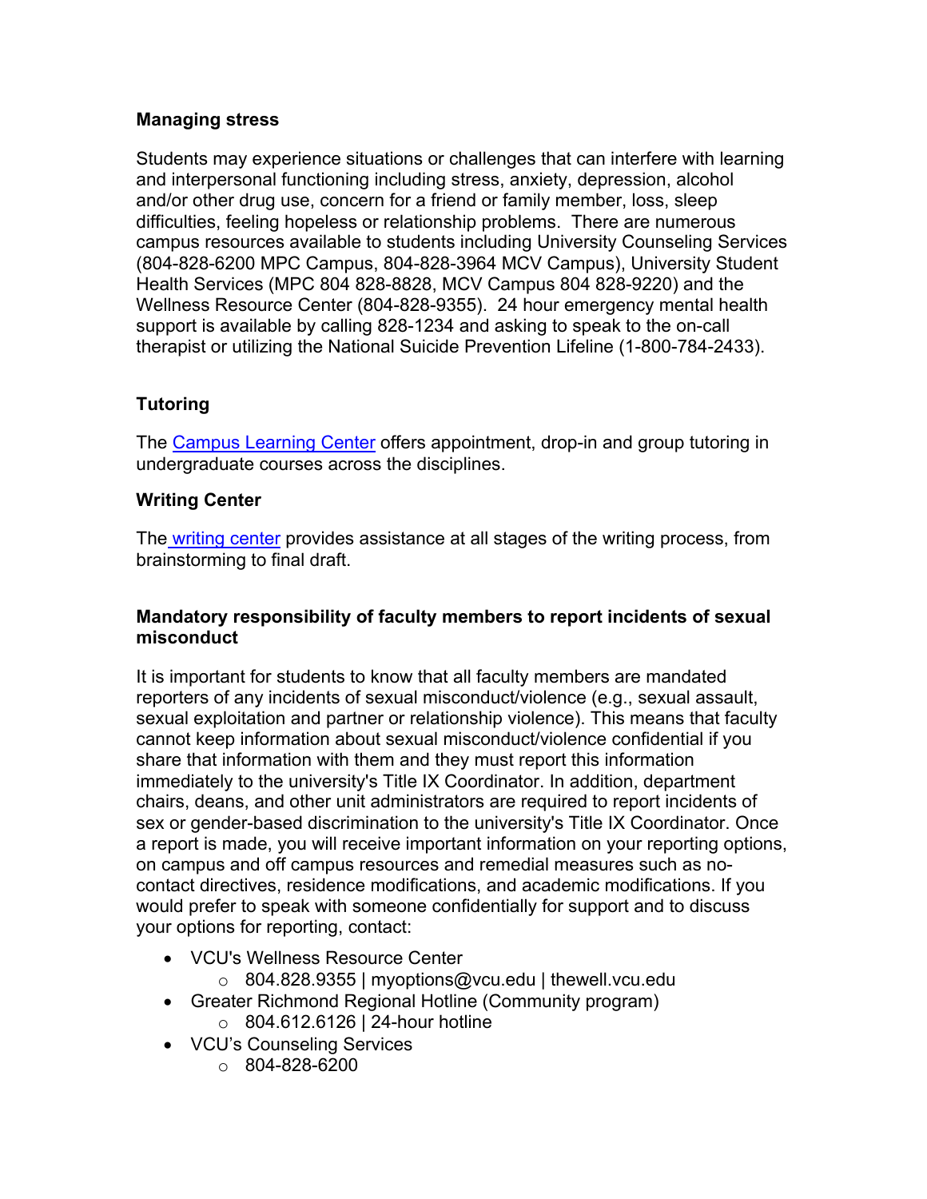## Managing stress

Students may experience situations or challenges that can interfere with learning and interpersonal functioning including stress, anxiety, depression, alcohol and/or other drug use, concern for a friend or family member, loss, sleep difficulties, feeling hopeless or relationship problems. There are numerous campus resources available to students including University Counseling Services (804-828-6200 MPC Campus, 804-828-3964 MCV Campus), University Student Health Services (MPC 804 828-8828, MCV Campus 804 828-9220) and the Wellness Resource Center (804-828-9355). 24 hour emergency mental health support is available by calling 828-1234 and asking to speak to the on-call therapist or utilizing the National Suicide Prevention Lifeline (1-800-784-2433).

## Tutoring

The Campus Learning Center offers appointment, drop-in and group tutoring in undergraduate courses across the disciplines.

## Writing Center

The writing center provides assistance at all stages of the writing process, from brainstorming to final draft.

## Mandatory responsibility of faculty members to report incidents of sexual misconduct

It is important for students to know that all faculty members are mandated reporters of any incidents of sexual misconduct/violence (e.g., sexual assault, sexual exploitation and partner or relationship violence). This means that faculty cannot keep information about sexual misconduct/violence confidential if you share that information with them and they must report this information immediately to the university's Title IX Coordinator. In addition, department chairs, deans, and other unit administrators are required to report incidents of sex or gender-based discrimination to the university's Title IX Coordinator. Once a report is made, you will receive important information on your reporting options, on campus and off campus resources and remedial measures such as no-contact directives, residence modifications, and academic modifications. If you would prefer to speak with someone confidentially for support and to discuss your options for reporting, contact:

- VCU's Wellness Resource Center
  - 804.828.9355 | myoptions@vcu.edu | thewell.vcu.edu
- Greater Richmond Regional Hotline (Community program)
  - 804.612.6126 | 24-hour hotline
- VCU's Counseling Services
  - 804-828-6200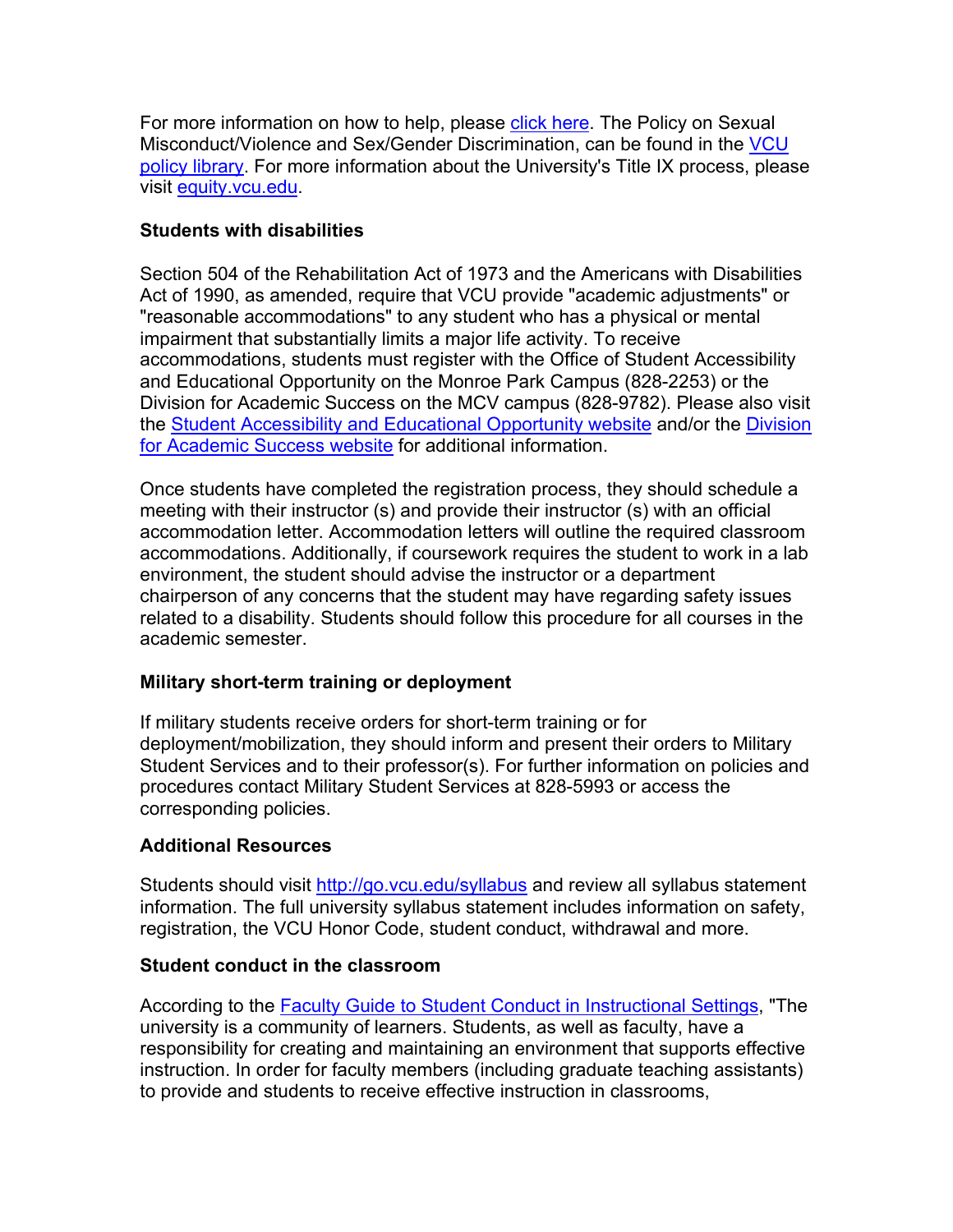For more information on how to help, please click here. The Policy on Sexual Misconduct/Violence and Sex/Gender Discrimination, can be found in the VCU policy library. For more information about the University's Title IX process, please visit equity.vcu.edu.

**Students with disabilities**

Section 504 of the Rehabilitation Act of 1973 and the Americans with Disabilities Act of 1990, as amended, require that VCU provide "academic adjustments" or "reasonable accommodations" to any student who has a physical or mental impairment that substantially limits a major life activity. To receive accommodations, students must register with the Office of Student Accessibility and Educational Opportunity on the Monroe Park Campus (828-2253) or the Division for Academic Success on the MCV campus (828-9782). Please also visit the Student Accessibility and Educational Opportunity website and/or the Division for Academic Success website for additional information.

Once students have completed the registration process, they should schedule a meeting with their instructor (s) and provide their instructor (s) with an official accommodation letter. Accommodation letters will outline the required classroom accommodations. Additionally, if coursework requires the student to work in a lab environment, the student should advise the instructor or a department chairperson of any concerns that the student may have regarding safety issues related to a disability. Students should follow this procedure for all courses in the academic semester.

**Military short-term training or deployment**

If military students receive orders for short-term training or for deployment/mobilization, they should inform and present their orders to Military Student Services and to their professor(s). For further information on policies and procedures contact Military Student Services at 828-5993 or access the corresponding policies.

**Additional Resources**

Students should visit http://go.vcu.edu/syllabus and review all syllabus statement information. The full university syllabus statement includes information on safety, registration, the VCU Honor Code, student conduct, withdrawal and more.

**Student conduct in the classroom**

According to the Faculty Guide to Student Conduct in Instructional Settings, "The university is a community of learners. Students, as well as faculty, have a responsibility for creating and maintaining an environment that supports effective instruction. In order for faculty members (including graduate teaching assistants) to provide and students to receive effective instruction in classrooms,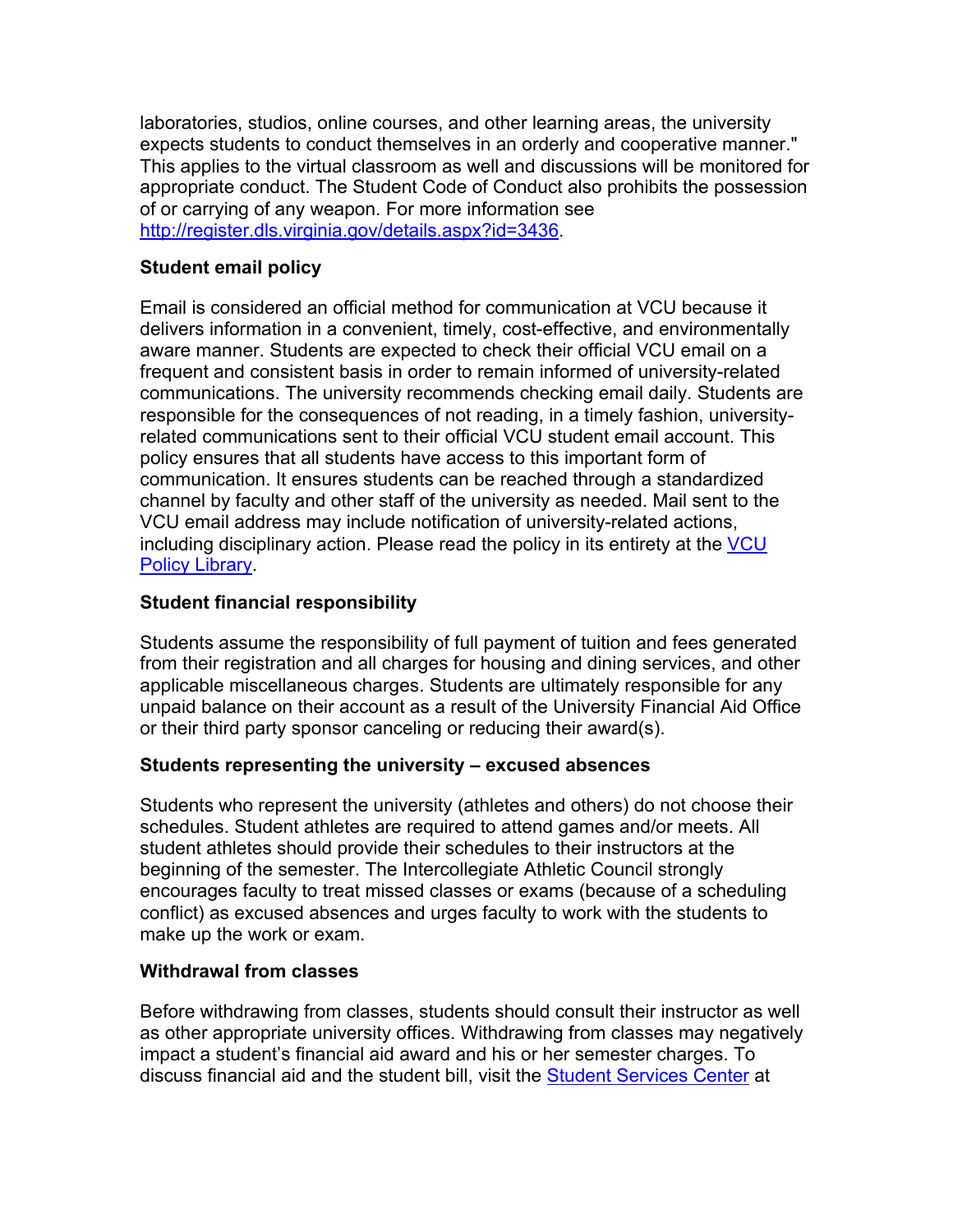laboratories, studios, online courses, and other learning areas, the university expects students to conduct themselves in an orderly and cooperative manner." This applies to the virtual classroom as well and discussions will be monitored for appropriate conduct. The Student Code of Conduct also prohibits the possession of or carrying of any weapon. For more information see [http://register.dls.virginia.gov/details.aspx?id=3436](http://register.dls.virginia.gov/details.aspx?id=3436).

**Student email policy**

Email is considered an official method for communication at VCU because it delivers information in a convenient, timely, cost-effective, and environmentally aware manner. Students are expected to check their official VCU email on a frequent and consistent basis in order to remain informed of university-related communications. The university recommends checking email daily. Students are responsible for the consequences of not reading, in a timely fashion, university-related communications sent to their official VCU student email account. This policy ensures that all students have access to this important form of communication. It ensures students can be reached through a standardized channel by faculty and other staff of the university as needed. Mail sent to the VCU email address may include notification of university-related actions, including disciplinary action. Please read the policy in its entirety at the VCU Policy Library.

**Student financial responsibility**

Students assume the responsibility of full payment of tuition and fees generated from their registration and all charges for housing and dining services, and other applicable miscellaneous charges. Students are ultimately responsible for any unpaid balance on their account as a result of the University Financial Aid Office or their third party sponsor canceling or reducing their award(s).

**Students representing the university – excused absences**

Students who represent the university (athletes and others) do not choose their schedules. Student athletes are required to attend games and/or meets. All student athletes should provide their schedules to their instructors at the beginning of the semester. The Intercollegiate Athletic Council strongly encourages faculty to treat missed classes or exams (because of a scheduling conflict) as excused absences and urges faculty to work with the students to make up the work or exam.

**Withdrawal from classes**

Before withdrawing from classes, students should consult their instructor as well as other appropriate university offices. Withdrawing from classes may negatively impact a student's financial aid award and his or her semester charges. To discuss financial aid and the student bill, visit the Student Services Center at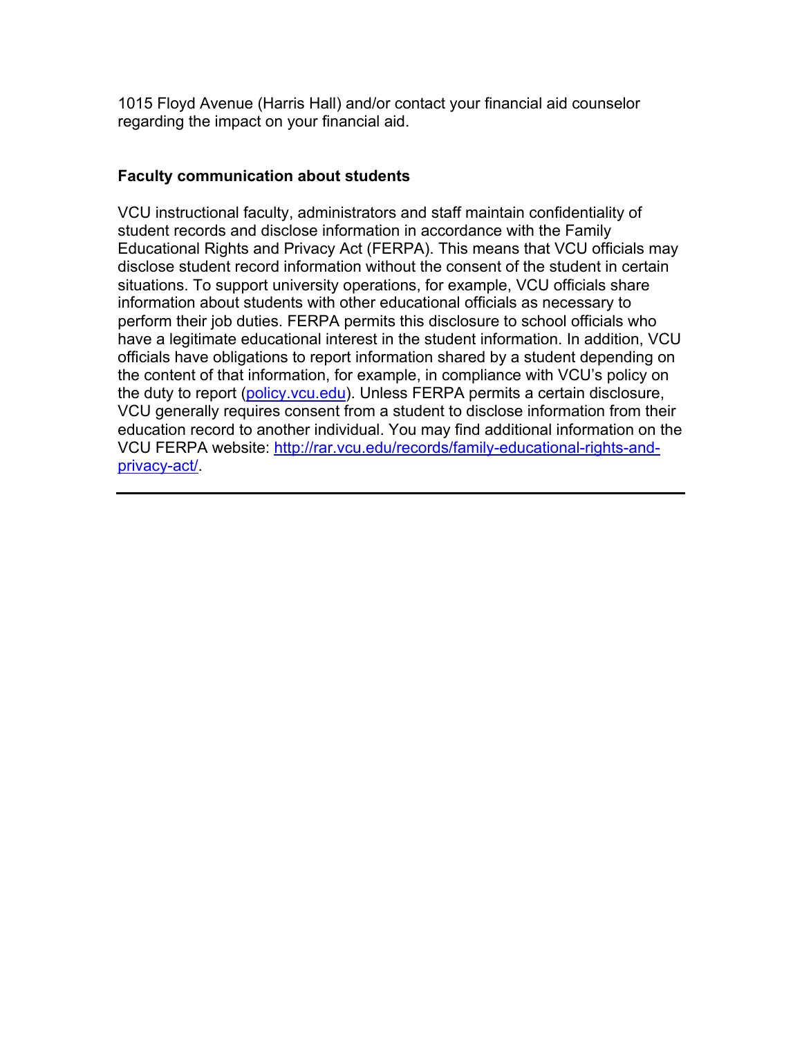1015 Floyd Avenue (Harris Hall) and/or contact your financial aid counselor regarding the impact on your financial aid.

**Faculty communication about students**

VCU instructional faculty, administrators and staff maintain confidentiality of student records and disclose information in accordance with the Family Educational Rights and Privacy Act (FERPA). This means that VCU officials may disclose student record information without the consent of the student in certain situations. To support university operations, for example, VCU officials share information about students with other educational officials as necessary to perform their job duties. FERPA permits this disclosure to school officials who have a legitimate educational interest in the student information. In addition, VCU officials have obligations to report information shared by a student depending on the content of that information, for example, in compliance with VCU's policy on the duty to report (policy.vcu.edu). Unless FERPA permits a certain disclosure, VCU generally requires consent from a student to disclose information from their education record to another individual. You may find additional information on the VCU FERPA website: http://rar.vcu.edu/records/family-educational-rights-and-privacy-act/.

---